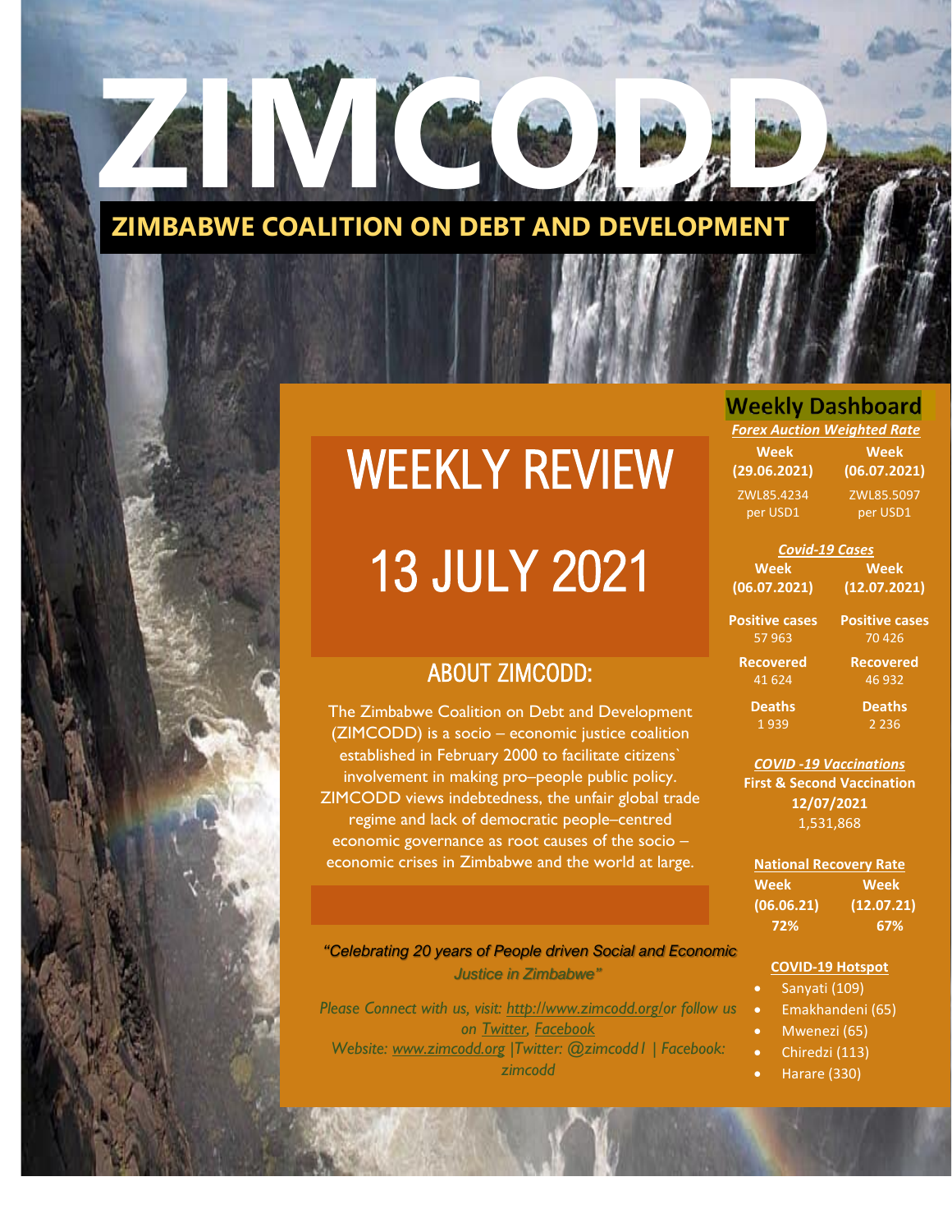# ZIMCODD

## ZIMBABWE COALITION ON DEBT AND DEVELOPMENT

# WEEKLY REVIEW

# 13 JULY 2021

## ABOUT ZIMCODD:

The Zimbabwe Coalition on Debt and Development (ZIMCODD) is a socio – economic justice coalition established in February 2000 to facilitate citizens` involvement in making pro–people public policy. ZIMCODD views indebtedness, the unfair global trade regime and lack of democratic people–centred economic governance as root causes of the socio – economic crises in Zimbabwe and the world at large.

*"Celebrating 20 years of People driven Social and Economic Justice in Zimbabwe"*

*Please Connect with us, visit: http://www.zimcodd.org/or follow us on Twitter, Facebook*
*Website: www.zimcodd.org |Twitter: @zimcodd1 | Facebook: zimcodd*

## Weekly Dashboard

***Forex Auction Weighted Rate***

| Week (29.06.2021) | Week (06.07.2021) |
|---|---|
| ZWL85.4234 per USD1 | ZWL85.5097 per USD1 |

***Covid-19 Cases***

| | Week (06.07.2021) | Week (12.07.2021) |
|---|---|---|
| **Positive cases** | 57 963 | 70 426 |
| **Recovered** | 41 624 | 46 932 |
| **Deaths** | 1 939 | 2 236 |

***COVID -19 Vaccinations***

**First & Second Vaccination**
**12/07/2021**
1,531,868

**National Recovery Rate**

| Week (06.06.21) | Week (12.07.21) |
|---|---|
| **72%** | **67%** |

**COVID-19 Hotspot**

- Sanyati (109)
- Emakhandeni (65)
- Mwenezi (65)
- Chiredzi (113)
- Harare (330)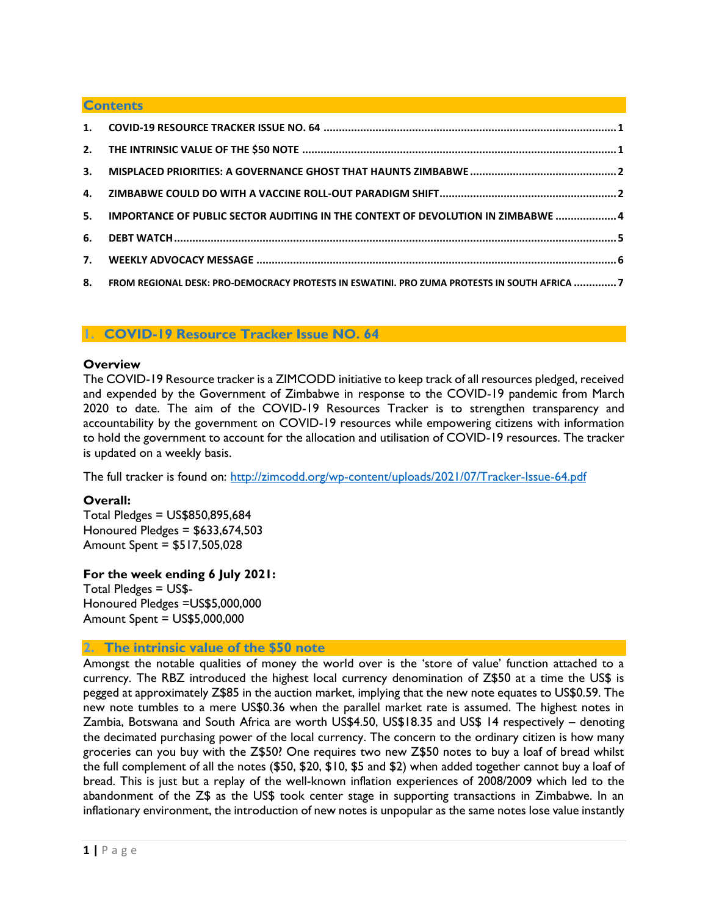## Contents

1. COVID-19 RESOURCE TRACKER ISSUE NO. 64 .......... 1
2. THE INTRINSIC VALUE OF THE $50 NOTE .......... 1
3. MISPLACED PRIORITIES: A GOVERNANCE GHOST THAT HAUNTS ZIMBABWE .......... 2
4. ZIMBABWE COULD DO WITH A VACCINE ROLL-OUT PARADIGM SHIFT .......... 2
5. IMPORTANCE OF PUBLIC SECTOR AUDITING IN THE CONTEXT OF DEVOLUTION IN ZIMBABWE .......... 4
6. DEBT WATCH .......... 5
7. WEEKLY ADVOCACY MESSAGE .......... 6
8. FROM REGIONAL DESK: PRO-DEMOCRACY PROTESTS IN ESWATINI. PRO ZUMA PROTESTS IN SOUTH AFRICA .......... 7

## 1. COVID-19 Resource Tracker Issue NO. 64

**Overview**

The COVID-19 Resource tracker is a ZIMCODD initiative to keep track of all resources pledged, received and expended by the Government of Zimbabwe in response to the COVID-19 pandemic from March 2020 to date. The aim of the COVID-19 Resources Tracker is to strengthen transparency and accountability by the government on COVID-19 resources while empowering citizens with information to hold the government to account for the allocation and utilisation of COVID-19 resources. The tracker is updated on a weekly basis.

The full tracker is found on: [http://zimcodd.org/wp-content/uploads/2021/07/Tracker-Issue-64.pdf](http://zimcodd.org/wp-content/uploads/2021/07/Tracker-Issue-64.pdf)

**Overall:**

Total Pledges = US$850,895,684
Honoured Pledges = $633,674,503
Amount Spent = $517,505,028

**For the week ending 6 July 2021:**

Total Pledges = US$-
Honoured Pledges =US$5,000,000
Amount Spent = US$5,000,000

## 2. The intrinsic value of the $50 note

Amongst the notable qualities of money the world over is the 'store of value' function attached to a currency. The RBZ introduced the highest local currency denomination of Z$50 at a time the US$ is pegged at approximately Z$85 in the auction market, implying that the new note equates to US$0.59. The new note tumbles to a mere US$0.36 when the parallel market rate is assumed. The highest notes in Zambia, Botswana and South Africa are worth US$4.50, US$18.35 and US$ 14 respectively – denoting the decimated purchasing power of the local currency. The concern to the ordinary citizen is how many groceries can you buy with the Z$50? One requires two new Z$50 notes to buy a loaf of bread whilst the full complement of all the notes ($50, $20, $10, $5 and $2) when added together cannot buy a loaf of bread. This is just but a replay of the well-known inflation experiences of 2008/2009 which led to the abandonment of the Z$ as the US$ took center stage in supporting transactions in Zimbabwe. In an inflationary environment, the introduction of new notes is unpopular as the same notes lose value instantly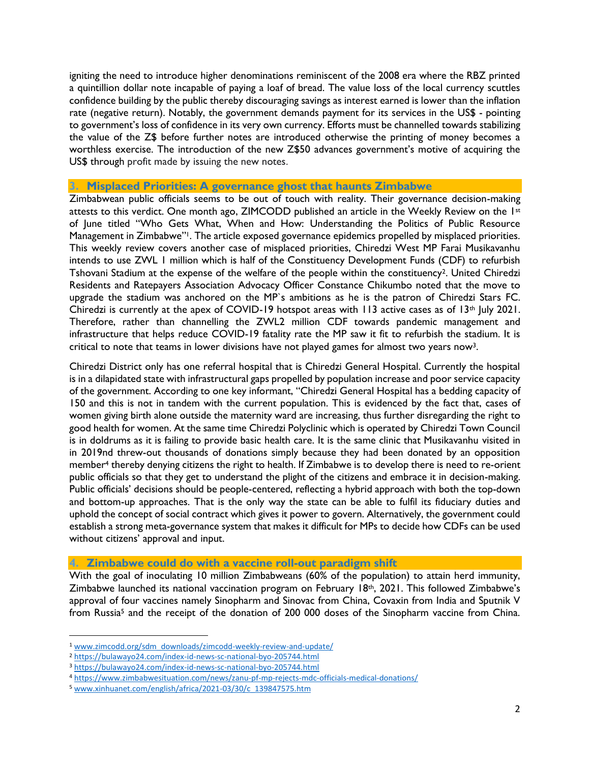igniting the need to introduce higher denominations reminiscent of the 2008 era where the RBZ printed a quintillion dollar note incapable of paying a loaf of bread. The value loss of the local currency scuttles confidence building by the public thereby discouraging savings as interest earned is lower than the inflation rate (negative return). Notably, the government demands payment for its services in the US$ - pointing to government's loss of confidence in its very own currency. Efforts must be channelled towards stabilizing the value of the Z$ before further notes are introduced otherwise the printing of money becomes a worthless exercise. The introduction of the new Z$50 advances government's motive of acquiring the US$ through profit made by issuing the new notes.

## 3. Misplaced Priorities: A governance ghost that haunts Zimbabwe

Zimbabwean public officials seems to be out of touch with reality. Their governance decision-making attests to this verdict. One month ago, ZIMCODD published an article in the Weekly Review on the 1st of June titled "Who Gets What, When and How: Understanding the Politics of Public Resource Management in Zimbabwe"[1]. The article exposed governance epidemics propelled by misplaced priorities. This weekly review covers another case of misplaced priorities, Chiredzi West MP Farai Musikavanhu intends to use ZWL 1 million which is half of the Constituency Development Funds (CDF) to refurbish Tshovani Stadium at the expense of the welfare of the people within the constituency[2]. United Chiredzi Residents and Ratepayers Association Advocacy Officer Constance Chikumbo noted that the move to upgrade the stadium was anchored on the MP`s ambitions as he is the patron of Chiredzi Stars FC. Chiredzi is currently at the apex of COVID-19 hotspot areas with 113 active cases as of 13th July 2021. Therefore, rather than channelling the ZWL2 million CDF towards pandemic management and infrastructure that helps reduce COVID-19 fatality rate the MP saw it fit to refurbish the stadium. It is critical to note that teams in lower divisions have not played games for almost two years now[3].

Chiredzi District only has one referral hospital that is Chiredzi General Hospital. Currently the hospital is in a dilapidated state with infrastructural gaps propelled by population increase and poor service capacity of the government. According to one key informant, "Chiredzi General Hospital has a bedding capacity of 150 and this is not in tandem with the current population. This is evidenced by the fact that, cases of women giving birth alone outside the maternity ward are increasing, thus further disregarding the right to good health for women. At the same time Chiredzi Polyclinic which is operated by Chiredzi Town Council is in doldrums as it is failing to provide basic health care. It is the same clinic that Musikavanhu visited in in 2019nd threw-out thousands of donations simply because they had been donated by an opposition member[4] thereby denying citizens the right to health. If Zimbabwe is to develop there is need to re-orient public officials so that they get to understand the plight of the citizens and embrace it in decision-making. Public officials' decisions should be people-centered, reflecting a hybrid approach with both the top-down and bottom-up approaches. That is the only way the state can be able to fulfil its fiduciary duties and uphold the concept of social contract which gives it power to govern. Alternatively, the government could establish a strong meta-governance system that makes it difficult for MPs to decide how CDFs can be used without citizens' approval and input.

## 4. Zimbabwe could do with a vaccine roll-out paradigm shift

With the goal of inoculating 10 million Zimbabweans (60% of the population) to attain herd immunity, Zimbabwe launched its national vaccination program on February 18th, 2021. This followed Zimbabwe's approval of four vaccines namely Sinopharm and Sinovac from China, Covaxin from India and Sputnik V from Russia[5] and the receipt of the donation of 200 000 doses of the Sinopharm vaccine from China.

---

[1] www.zimcodd.org/sdm_downloads/zimcodd-weekly-review-and-update/

[2] https://bulawayo24.com/index-id-news-sc-national-byo-205744.html

[3] https://bulawayo24.com/index-id-news-sc-national-byo-205744.html

[4] https://www.zimbabwesituation.com/news/zanu-pf-mp-rejects-mdc-officials-medical-donations/

[5] www.xinhuanet.com/english/africa/2021-03/30/c_139847575.htm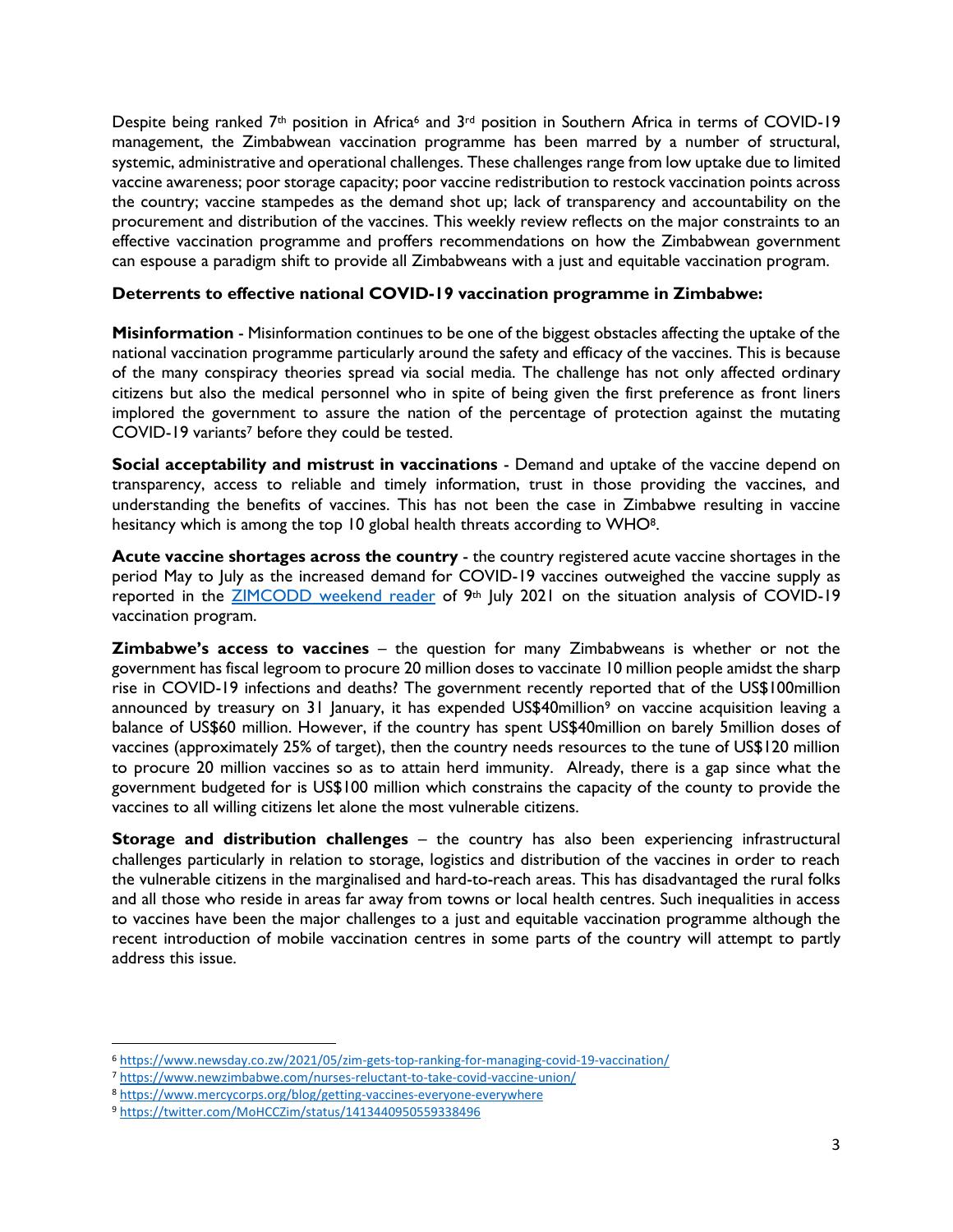Despite being ranked 7th position in Africa[6] and 3rd position in Southern Africa in terms of COVID-19 management, the Zimbabwean vaccination programme has been marred by a number of structural, systemic, administrative and operational challenges. These challenges range from low uptake due to limited vaccine awareness; poor storage capacity; poor vaccine redistribution to restock vaccination points across the country; vaccine stampedes as the demand shot up; lack of transparency and accountability on the procurement and distribution of the vaccines. This weekly review reflects on the major constraints to an effective vaccination programme and proffers recommendations on how the Zimbabwean government can espouse a paradigm shift to provide all Zimbabweans with a just and equitable vaccination program.

**Deterrents to effective national COVID-19 vaccination programme in Zimbabwe:**

**Misinformation** - Misinformation continues to be one of the biggest obstacles affecting the uptake of the national vaccination programme particularly around the safety and efficacy of the vaccines. This is because of the many conspiracy theories spread via social media. The challenge has not only affected ordinary citizens but also the medical personnel who in spite of being given the first preference as front liners implored the government to assure the nation of the percentage of protection against the mutating COVID-19 variants[7] before they could be tested.

**Social acceptability and mistrust in vaccinations** - Demand and uptake of the vaccine depend on transparency, access to reliable and timely information, trust in those providing the vaccines, and understanding the benefits of vaccines. This has not been the case in Zimbabwe resulting in vaccine hesitancy which is among the top 10 global health threats according to WHO[8].

**Acute vaccine shortages across the country** - the country registered acute vaccine shortages in the period May to July as the increased demand for COVID-19 vaccines outweighed the vaccine supply as reported in the ZIMCODD weekend reader of 9th July 2021 on the situation analysis of COVID-19 vaccination program.

**Zimbabwe's access to vaccines** – the question for many Zimbabweans is whether or not the government has fiscal legroom to procure 20 million doses to vaccinate 10 million people amidst the sharp rise in COVID-19 infections and deaths? The government recently reported that of the US$100million announced by treasury on 31 January, it has expended US$40million[9] on vaccine acquisition leaving a balance of US$60 million. However, if the country has spent US$40million on barely 5million doses of vaccines (approximately 25% of target), then the country needs resources to the tune of US$120 million to procure 20 million vaccines so as to attain herd immunity. Already, there is a gap since what the government budgeted for is US$100 million which constrains the capacity of the county to provide the vaccines to all willing citizens let alone the most vulnerable citizens.

**Storage and distribution challenges** – the country has also been experiencing infrastructural challenges particularly in relation to storage, logistics and distribution of the vaccines in order to reach the vulnerable citizens in the marginalised and hard-to-reach areas. This has disadvantaged the rural folks and all those who reside in areas far away from towns or local health centres. Such inequalities in access to vaccines have been the major challenges to a just and equitable vaccination programme although the recent introduction of mobile vaccination centres in some parts of the country will attempt to partly address this issue.

---

[6] https://www.newsday.co.zw/2021/05/zim-gets-top-ranking-for-managing-covid-19-vaccination/

[7] https://www.newzimbabwe.com/nurses-reluctant-to-take-covid-vaccine-union/

[8] https://www.mercycorps.org/blog/getting-vaccines-everyone-everywhere

[9] https://twitter.com/MoHCCZim/status/1413440950559338496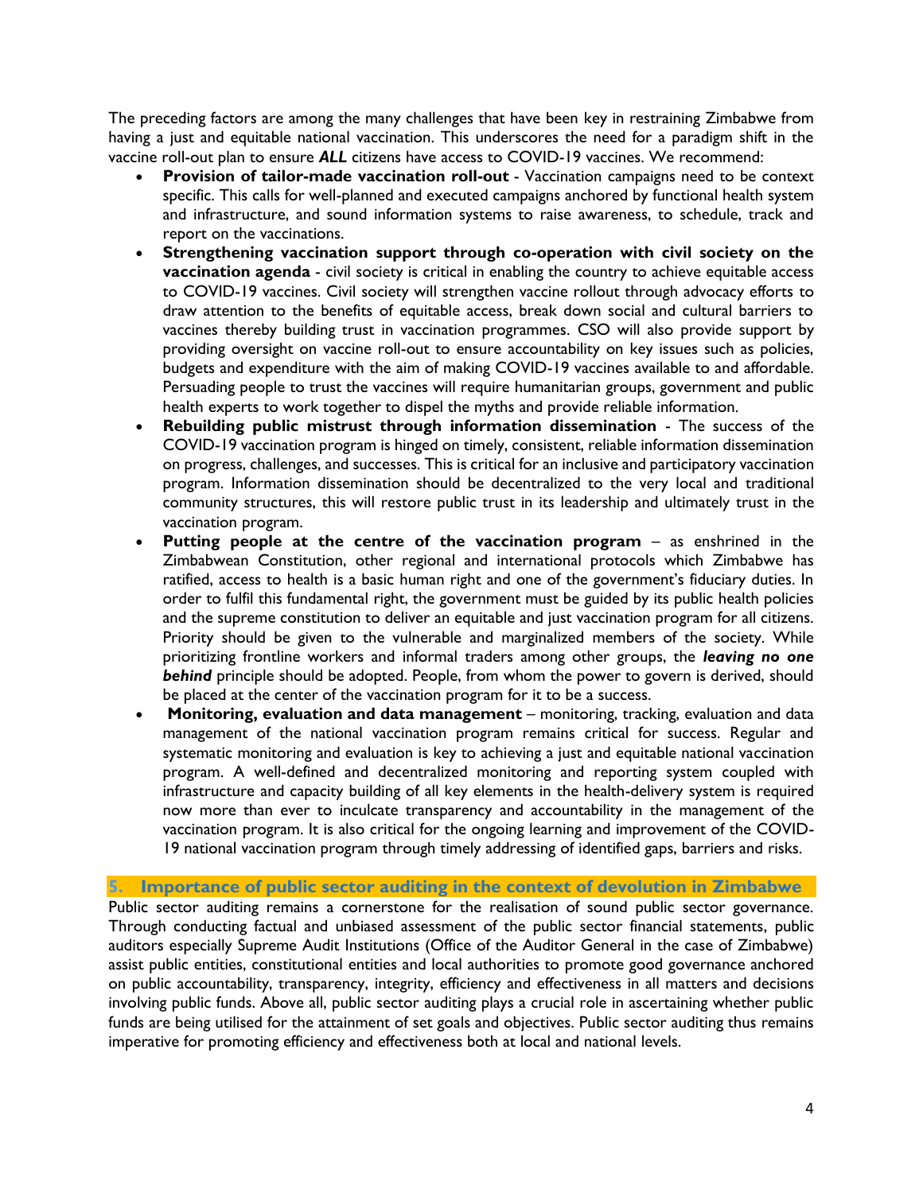The preceding factors are among the many challenges that have been key in restraining Zimbabwe from having a just and equitable national vaccination. This underscores the need for a paradigm shift in the vaccine roll-out plan to ensure ***ALL*** citizens have access to COVID-19 vaccines. We recommend:

- **Provision of tailor-made vaccination roll-out** - Vaccination campaigns need to be context specific. This calls for well-planned and executed campaigns anchored by functional health system and infrastructure, and sound information systems to raise awareness, to schedule, track and report on the vaccinations.
- **Strengthening vaccination support through co-operation with civil society on the vaccination agenda** - civil society is critical in enabling the country to achieve equitable access to COVID-19 vaccines. Civil society will strengthen vaccine rollout through advocacy efforts to draw attention to the benefits of equitable access, break down social and cultural barriers to vaccines thereby building trust in vaccination programmes. CSO will also provide support by providing oversight on vaccine roll-out to ensure accountability on key issues such as policies, budgets and expenditure with the aim of making COVID-19 vaccines available to and affordable. Persuading people to trust the vaccines will require humanitarian groups, government and public health experts to work together to dispel the myths and provide reliable information.
- **Rebuilding public mistrust through information dissemination** - The success of the COVID-19 vaccination program is hinged on timely, consistent, reliable information dissemination on progress, challenges, and successes. This is critical for an inclusive and participatory vaccination program. Information dissemination should be decentralized to the very local and traditional community structures, this will restore public trust in its leadership and ultimately trust in the vaccination program.
- **Putting people at the centre of the vaccination program** – as enshrined in the Zimbabwean Constitution, other regional and international protocols which Zimbabwe has ratified, access to health is a basic human right and one of the government's fiduciary duties. In order to fulfil this fundamental right, the government must be guided by its public health policies and the supreme constitution to deliver an equitable and just vaccination program for all citizens. Priority should be given to the vulnerable and marginalized members of the society. While prioritizing frontline workers and informal traders among other groups, the ***leaving no one behind*** principle should be adopted. People, from whom the power to govern is derived, should be placed at the center of the vaccination program for it to be a success.
- **Monitoring, evaluation and data management** – monitoring, tracking, evaluation and data management of the national vaccination program remains critical for success. Regular and systematic monitoring and evaluation is key to achieving a just and equitable national vaccination program. A well-defined and decentralized monitoring and reporting system coupled with infrastructure and capacity building of all key elements in the health-delivery system is required now more than ever to inculcate transparency and accountability in the management of the vaccination program. It is also critical for the ongoing learning and improvement of the COVID-19 national vaccination program through timely addressing of identified gaps, barriers and risks.

## 5. Importance of public sector auditing in the context of devolution in Zimbabwe

Public sector auditing remains a cornerstone for the realisation of sound public sector governance. Through conducting factual and unbiased assessment of the public sector financial statements, public auditors especially Supreme Audit Institutions (Office of the Auditor General in the case of Zimbabwe) assist public entities, constitutional entities and local authorities to promote good governance anchored on public accountability, transparency, integrity, efficiency and effectiveness in all matters and decisions involving public funds. Above all, public sector auditing plays a crucial role in ascertaining whether public funds are being utilised for the attainment of set goals and objectives. Public sector auditing thus remains imperative for promoting efficiency and effectiveness both at local and national levels.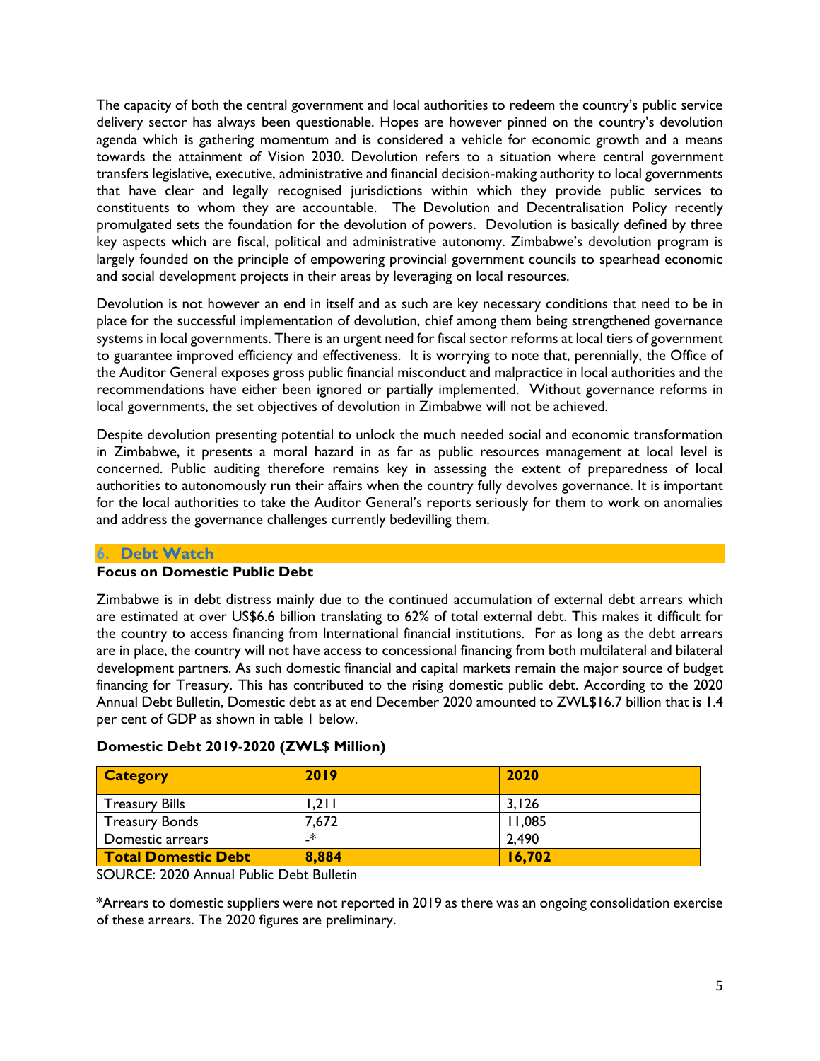The capacity of both the central government and local authorities to redeem the country's public service delivery sector has always been questionable. Hopes are however pinned on the country's devolution agenda which is gathering momentum and is considered a vehicle for economic growth and a means towards the attainment of Vision 2030. Devolution refers to a situation where central government transfers legislative, executive, administrative and financial decision-making authority to local governments that have clear and legally recognised jurisdictions within which they provide public services to constituents to whom they are accountable. The Devolution and Decentralisation Policy recently promulgated sets the foundation for the devolution of powers. Devolution is basically defined by three key aspects which are fiscal, political and administrative autonomy. Zimbabwe's devolution program is largely founded on the principle of empowering provincial government councils to spearhead economic and social development projects in their areas by leveraging on local resources.

Devolution is not however an end in itself and as such are key necessary conditions that need to be in place for the successful implementation of devolution, chief among them being strengthened governance systems in local governments. There is an urgent need for fiscal sector reforms at local tiers of government to guarantee improved efficiency and effectiveness. It is worrying to note that, perennially, the Office of the Auditor General exposes gross public financial misconduct and malpractice in local authorities and the recommendations have either been ignored or partially implemented. Without governance reforms in local governments, the set objectives of devolution in Zimbabwe will not be achieved.

Despite devolution presenting potential to unlock the much needed social and economic transformation in Zimbabwe, it presents a moral hazard in as far as public resources management at local level is concerned. Public auditing therefore remains key in assessing the extent of preparedness of local authorities to autonomously run their affairs when the country fully devolves governance. It is important for the local authorities to take the Auditor General's reports seriously for them to work on anomalies and address the governance challenges currently bedevilling them.

## 6. Debt Watch

**Focus on Domestic Public Debt**

Zimbabwe is in debt distress mainly due to the continued accumulation of external debt arrears which are estimated at over US$6.6 billion translating to 62% of total external debt. This makes it difficult for the country to access financing from International financial institutions. For as long as the debt arrears are in place, the country will not have access to concessional financing from both multilateral and bilateral development partners. As such domestic financial and capital markets remain the major source of budget financing for Treasury. This has contributed to the rising domestic public debt. According to the 2020 Annual Debt Bulletin, Domestic debt as at end December 2020 amounted to ZWL$16.7 billion that is 1.4 per cent of GDP as shown in table 1 below.

**Domestic Debt 2019-2020 (ZWL$ Million)**

| Category | 2019 | 2020 |
|---|---|---|
| Treasury Bills | 1,211 | 3,126 |
| Treasury Bonds | 7,672 | 11,085 |
| Domestic arrears | -* | 2,490 |
| **Total Domestic Debt** | **8,884** | **16,702** |

SOURCE: 2020 Annual Public Debt Bulletin

*Arrears to domestic suppliers were not reported in 2019 as there was an ongoing consolidation exercise of these arrears. The 2020 figures are preliminary.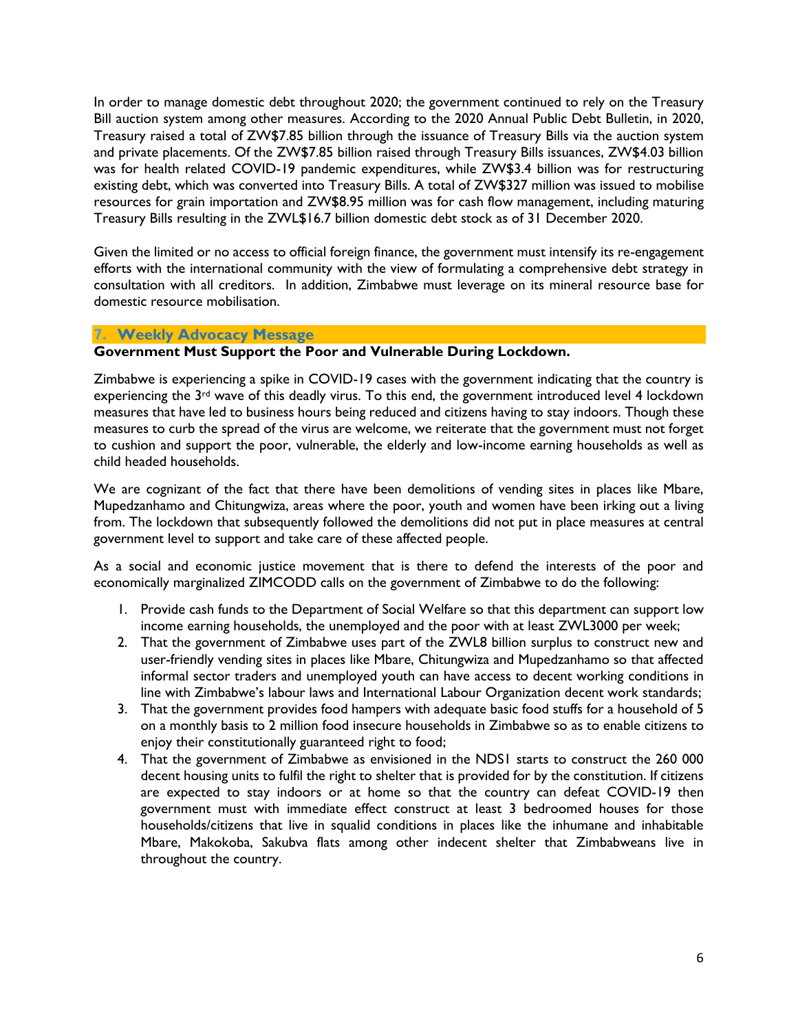In order to manage domestic debt throughout 2020; the government continued to rely on the Treasury Bill auction system among other measures. According to the 2020 Annual Public Debt Bulletin, in 2020, Treasury raised a total of ZW$7.85 billion through the issuance of Treasury Bills via the auction system and private placements. Of the ZW$7.85 billion raised through Treasury Bills issuances, ZW$4.03 billion was for health related COVID-19 pandemic expenditures, while ZW$3.4 billion was for restructuring existing debt, which was converted into Treasury Bills. A total of ZW$327 million was issued to mobilise resources for grain importation and ZW$8.95 million was for cash flow management, including maturing Treasury Bills resulting in the ZWL$16.7 billion domestic debt stock as of 31 December 2020.

Given the limited or no access to official foreign finance, the government must intensify its re-engagement efforts with the international community with the view of formulating a comprehensive debt strategy in consultation with all creditors. In addition, Zimbabwe must leverage on its mineral resource base for domestic resource mobilisation.

## 7. Weekly Advocacy Message

**Government Must Support the Poor and Vulnerable During Lockdown.**

Zimbabwe is experiencing a spike in COVID-19 cases with the government indicating that the country is experiencing the 3rd wave of this deadly virus. To this end, the government introduced level 4 lockdown measures that have led to business hours being reduced and citizens having to stay indoors. Though these measures to curb the spread of the virus are welcome, we reiterate that the government must not forget to cushion and support the poor, vulnerable, the elderly and low-income earning households as well as child headed households.

We are cognizant of the fact that there have been demolitions of vending sites in places like Mbare, Mupedzanhamo and Chitungwiza, areas where the poor, youth and women have been irking out a living from. The lockdown that subsequently followed the demolitions did not put in place measures at central government level to support and take care of these affected people.

As a social and economic justice movement that is there to defend the interests of the poor and economically marginalized ZIMCODD calls on the government of Zimbabwe to do the following:

1. Provide cash funds to the Department of Social Welfare so that this department can support low income earning households, the unemployed and the poor with at least ZWL3000 per week;
2. That the government of Zimbabwe uses part of the ZWL8 billion surplus to construct new and user-friendly vending sites in places like Mbare, Chitungwiza and Mupedzanhamo so that affected informal sector traders and unemployed youth can have access to decent working conditions in line with Zimbabwe's labour laws and International Labour Organization decent work standards;
3. That the government provides food hampers with adequate basic food stuffs for a household of 5 on a monthly basis to 2 million food insecure households in Zimbabwe so as to enable citizens to enjoy their constitutionally guaranteed right to food;
4. That the government of Zimbabwe as envisioned in the NDS1 starts to construct the 260 000 decent housing units to fulfil the right to shelter that is provided for by the constitution. If citizens are expected to stay indoors or at home so that the country can defeat COVID-19 then government must with immediate effect construct at least 3 bedroomed houses for those households/citizens that live in squalid conditions in places like the inhumane and inhabitable Mbare, Makokoba, Sakubva flats among other indecent shelter that Zimbabweans live in throughout the country.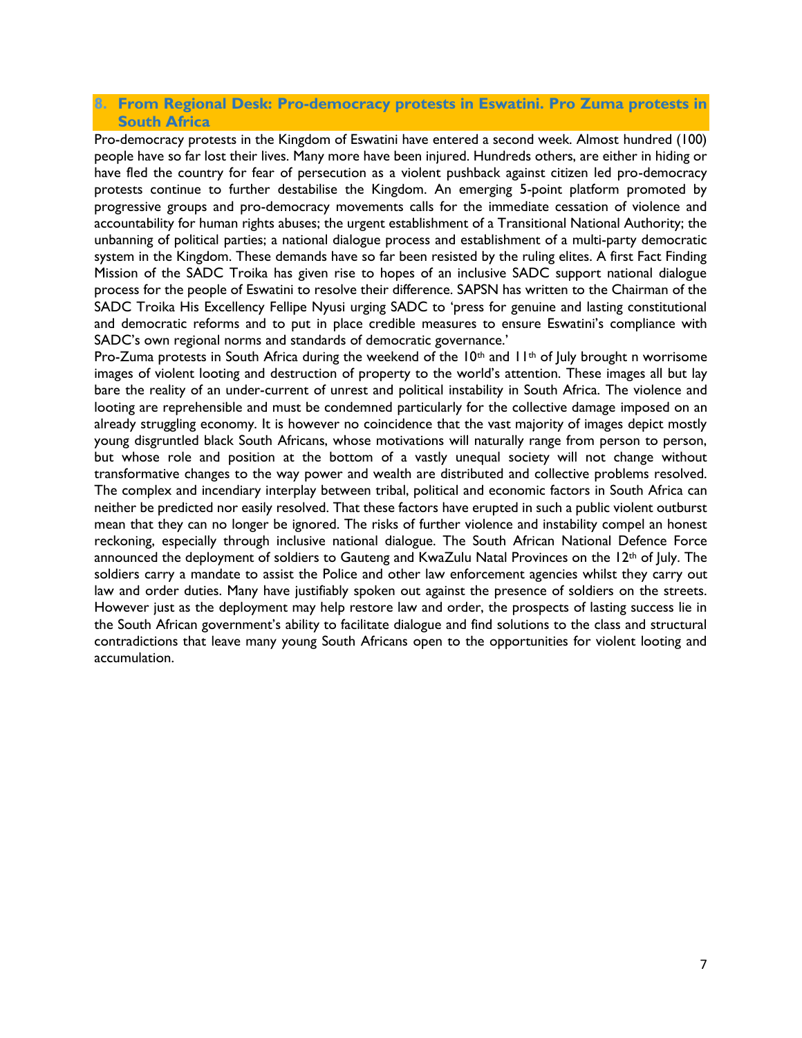## 8. From Regional Desk: Pro-democracy protests in Eswatini. Pro Zuma protests in South Africa

Pro-democracy protests in the Kingdom of Eswatini have entered a second week. Almost hundred (100) people have so far lost their lives. Many more have been injured. Hundreds others, are either in hiding or have fled the country for fear of persecution as a violent pushback against citizen led pro-democracy protests continue to further destabilise the Kingdom. An emerging 5-point platform promoted by progressive groups and pro-democracy movements calls for the immediate cessation of violence and accountability for human rights abuses; the urgent establishment of a Transitional National Authority; the unbanning of political parties; a national dialogue process and establishment of a multi-party democratic system in the Kingdom. These demands have so far been resisted by the ruling elites. A first Fact Finding Mission of the SADC Troika has given rise to hopes of an inclusive SADC support national dialogue process for the people of Eswatini to resolve their difference. SAPSN has written to the Chairman of the SADC Troika His Excellency Fellipe Nyusi urging SADC to 'press for genuine and lasting constitutional and democratic reforms and to put in place credible measures to ensure Eswatini's compliance with SADC's own regional norms and standards of democratic governance.'

Pro-Zuma protests in South Africa during the weekend of the 10th and 11th of July brought n worrisome images of violent looting and destruction of property to the world's attention. These images all but lay bare the reality of an under-current of unrest and political instability in South Africa. The violence and looting are reprehensible and must be condemned particularly for the collective damage imposed on an already struggling economy. It is however no coincidence that the vast majority of images depict mostly young disgruntled black South Africans, whose motivations will naturally range from person to person, but whose role and position at the bottom of a vastly unequal society will not change without transformative changes to the way power and wealth are distributed and collective problems resolved. The complex and incendiary interplay between tribal, political and economic factors in South Africa can neither be predicted nor easily resolved. That these factors have erupted in such a public violent outburst mean that they can no longer be ignored. The risks of further violence and instability compel an honest reckoning, especially through inclusive national dialogue. The South African National Defence Force announced the deployment of soldiers to Gauteng and KwaZulu Natal Provinces on the 12th of July. The soldiers carry a mandate to assist the Police and other law enforcement agencies whilst they carry out law and order duties. Many have justifiably spoken out against the presence of soldiers on the streets. However just as the deployment may help restore law and order, the prospects of lasting success lie in the South African government's ability to facilitate dialogue and find solutions to the class and structural contradictions that leave many young South Africans open to the opportunities for violent looting and accumulation.